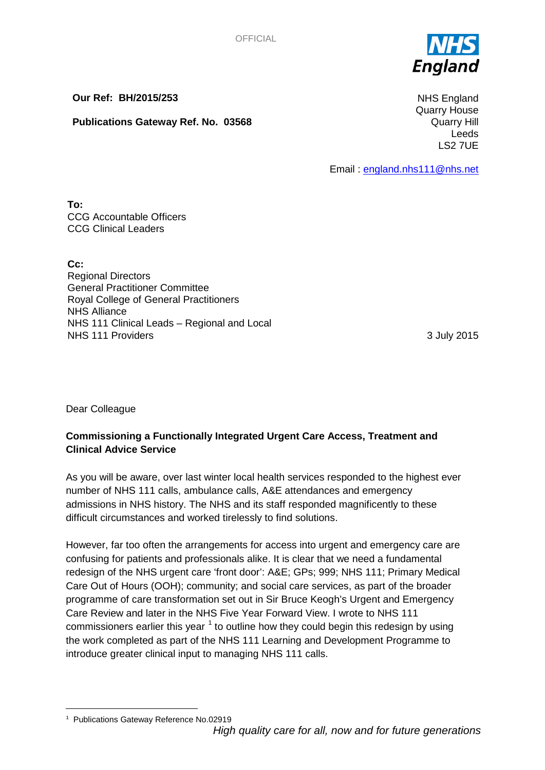OFFICIAL

**Our Ref: BH/2015/253**

**Publications Gateway Ref. No. 03568**

NHS England
Quarry House
Quarry Hill
Leeds
LS2 7UE

Email : england.nhs111@nhs.net

**To:**
CCG Accountable Officers
CCG Clinical Leaders

**Cc:**
Regional Directors
General Practitioner Committee
Royal College of General Practitioners
NHS Alliance
NHS 111 Clinical Leads – Regional and Local
NHS 111 Providers

3 July 2015

Dear Colleague

**Commissioning a Functionally Integrated Urgent Care Access, Treatment and Clinical Advice Service**

As you will be aware, over last winter local health services responded to the highest ever number of NHS 111 calls, ambulance calls, A&E attendances and emergency admissions in NHS history. The NHS and its staff responded magnificently to these difficult circumstances and worked tirelessly to find solutions.

However, far too often the arrangements for access into urgent and emergency care are confusing for patients and professionals alike. It is clear that we need a fundamental redesign of the NHS urgent care 'front door': A&E; GPs; 999; NHS 111; Primary Medical Care Out of Hours (OOH); community; and social care services, as part of the broader programme of care transformation set out in Sir Bruce Keogh's Urgent and Emergency Care Review and later in the NHS Five Year Forward View. I wrote to NHS 111 commissioners earlier this year [1] to outline how they could begin this redesign by using the work completed as part of the NHS 111 Learning and Development Programme to introduce greater clinical input to managing NHS 111 calls.

[1] Publications Gateway Reference No.02919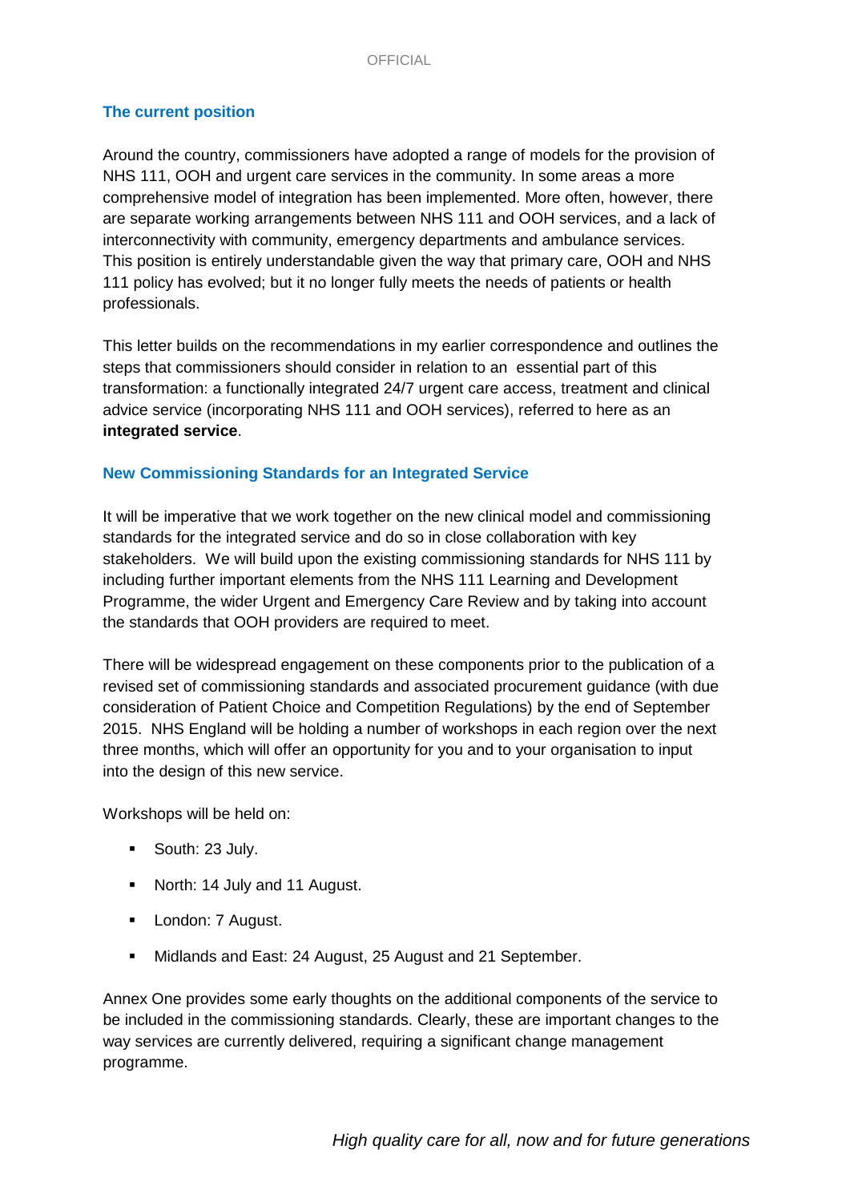## The current position

Around the country, commissioners have adopted a range of models for the provision of NHS 111, OOH and urgent care services in the community. In some areas a more comprehensive model of integration has been implemented. More often, however, there are separate working arrangements between NHS 111 and OOH services, and a lack of interconnectivity with community, emergency departments and ambulance services. This position is entirely understandable given the way that primary care, OOH and NHS 111 policy has evolved; but it no longer fully meets the needs of patients or health professionals.

This letter builds on the recommendations in my earlier correspondence and outlines the steps that commissioners should consider in relation to an essential part of this transformation: a functionally integrated 24/7 urgent care access, treatment and clinical advice service (incorporating NHS 111 and OOH services), referred to here as an **integrated service**.

## New Commissioning Standards for an Integrated Service

It will be imperative that we work together on the new clinical model and commissioning standards for the integrated service and do so in close collaboration with key stakeholders. We will build upon the existing commissioning standards for NHS 111 by including further important elements from the NHS 111 Learning and Development Programme, the wider Urgent and Emergency Care Review and by taking into account the standards that OOH providers are required to meet.

There will be widespread engagement on these components prior to the publication of a revised set of commissioning standards and associated procurement guidance (with due consideration of Patient Choice and Competition Regulations) by the end of September 2015. NHS England will be holding a number of workshops in each region over the next three months, which will offer an opportunity for you and to your organisation to input into the design of this new service.

Workshops will be held on:

- South: 23 July.
- North: 14 July and 11 August.
- London: 7 August.
- Midlands and East: 24 August, 25 August and 21 September.

Annex One provides some early thoughts on the additional components of the service to be included in the commissioning standards. Clearly, these are important changes to the way services are currently delivered, requiring a significant change management programme.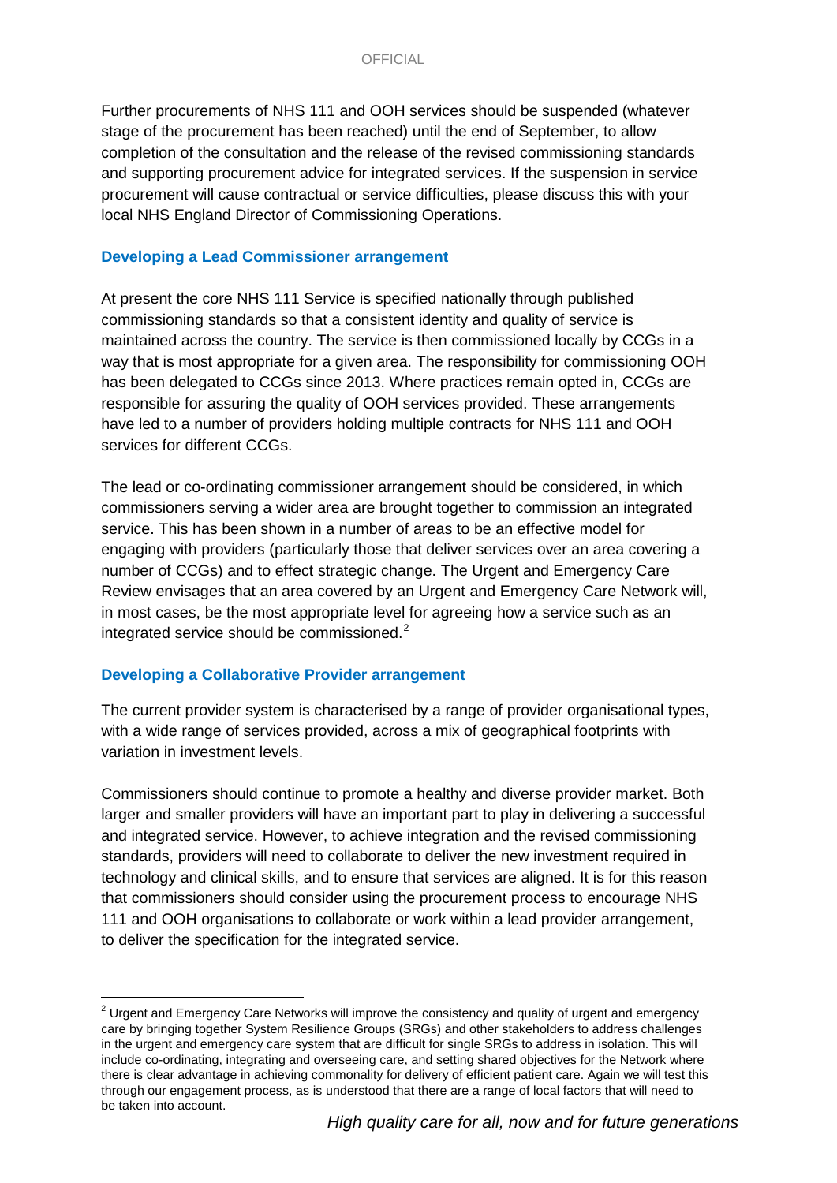Further procurements of NHS 111 and OOH services should be suspended (whatever stage of the procurement has been reached) until the end of September, to allow completion of the consultation and the release of the revised commissioning standards and supporting procurement advice for integrated services. If the suspension in service procurement will cause contractual or service difficulties, please discuss this with your local NHS England Director of Commissioning Operations.

### Developing a Lead Commissioner arrangement

At present the core NHS 111 Service is specified nationally through published commissioning standards so that a consistent identity and quality of service is maintained across the country. The service is then commissioned locally by CCGs in a way that is most appropriate for a given area. The responsibility for commissioning OOH has been delegated to CCGs since 2013. Where practices remain opted in, CCGs are responsible for assuring the quality of OOH services provided. These arrangements have led to a number of providers holding multiple contracts for NHS 111 and OOH services for different CCGs.

The lead or co-ordinating commissioner arrangement should be considered, in which commissioners serving a wider area are brought together to commission an integrated service. This has been shown in a number of areas to be an effective model for engaging with providers (particularly those that deliver services over an area covering a number of CCGs) and to effect strategic change. The Urgent and Emergency Care Review envisages that an area covered by an Urgent and Emergency Care Network will, in most cases, be the most appropriate level for agreeing how a service such as an integrated service should be commissioned.[2]

### Developing a Collaborative Provider arrangement

The current provider system is characterised by a range of provider organisational types, with a wide range of services provided, across a mix of geographical footprints with variation in investment levels.

Commissioners should continue to promote a healthy and diverse provider market. Both larger and smaller providers will have an important part to play in delivering a successful and integrated service. However, to achieve integration and the revised commissioning standards, providers will need to collaborate to deliver the new investment required in technology and clinical skills, and to ensure that services are aligned. It is for this reason that commissioners should consider using the procurement process to encourage NHS 111 and OOH organisations to collaborate or work within a lead provider arrangement, to deliver the specification for the integrated service.

---

[2] Urgent and Emergency Care Networks will improve the consistency and quality of urgent and emergency care by bringing together System Resilience Groups (SRGs) and other stakeholders to address challenges in the urgent and emergency care system that are difficult for single SRGs to address in isolation. This will include co-ordinating, integrating and overseeing care, and setting shared objectives for the Network where there is clear advantage in achieving commonality for delivery of efficient patient care. Again we will test this through our engagement process, as is understood that there are a range of local factors that will need to be taken into account.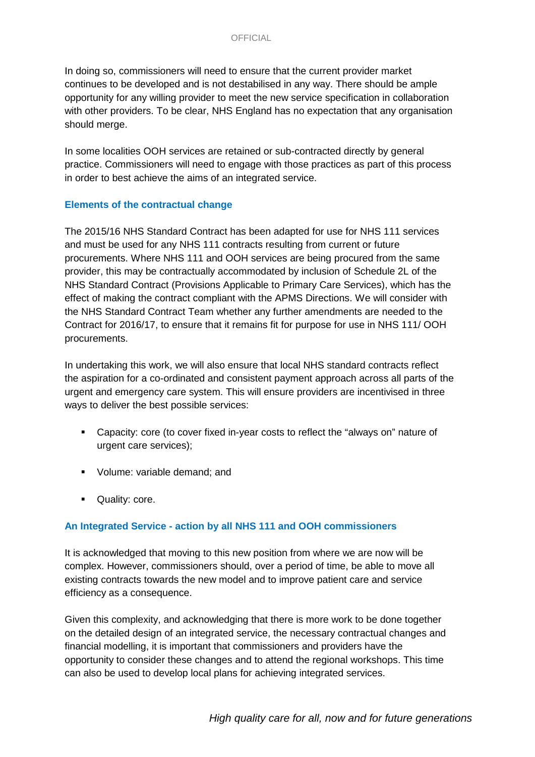In doing so, commissioners will need to ensure that the current provider market continues to be developed and is not destabilised in any way. There should be ample opportunity for any willing provider to meet the new service specification in collaboration with other providers. To be clear, NHS England has no expectation that any organisation should merge.

In some localities OOH services are retained or sub-contracted directly by general practice. Commissioners will need to engage with those practices as part of this process in order to best achieve the aims of an integrated service.

### Elements of the contractual change

The 2015/16 NHS Standard Contract has been adapted for use for NHS 111 services and must be used for any NHS 111 contracts resulting from current or future procurements. Where NHS 111 and OOH services are being procured from the same provider, this may be contractually accommodated by inclusion of Schedule 2L of the NHS Standard Contract (Provisions Applicable to Primary Care Services), which has the effect of making the contract compliant with the APMS Directions. We will consider with the NHS Standard Contract Team whether any further amendments are needed to the Contract for 2016/17, to ensure that it remains fit for purpose for use in NHS 111/ OOH procurements.

In undertaking this work, we will also ensure that local NHS standard contracts reflect the aspiration for a co-ordinated and consistent payment approach across all parts of the urgent and emergency care system. This will ensure providers are incentivised in three ways to deliver the best possible services:

- Capacity: core (to cover fixed in-year costs to reflect the "always on" nature of urgent care services);
- Volume: variable demand; and
- Quality: core.

### An Integrated Service - action by all NHS 111 and OOH commissioners

It is acknowledged that moving to this new position from where we are now will be complex. However, commissioners should, over a period of time, be able to move all existing contracts towards the new model and to improve patient care and service efficiency as a consequence.

Given this complexity, and acknowledging that there is more work to be done together on the detailed design of an integrated service, the necessary contractual changes and financial modelling, it is important that commissioners and providers have the opportunity to consider these changes and to attend the regional workshops. This time can also be used to develop local plans for achieving integrated services.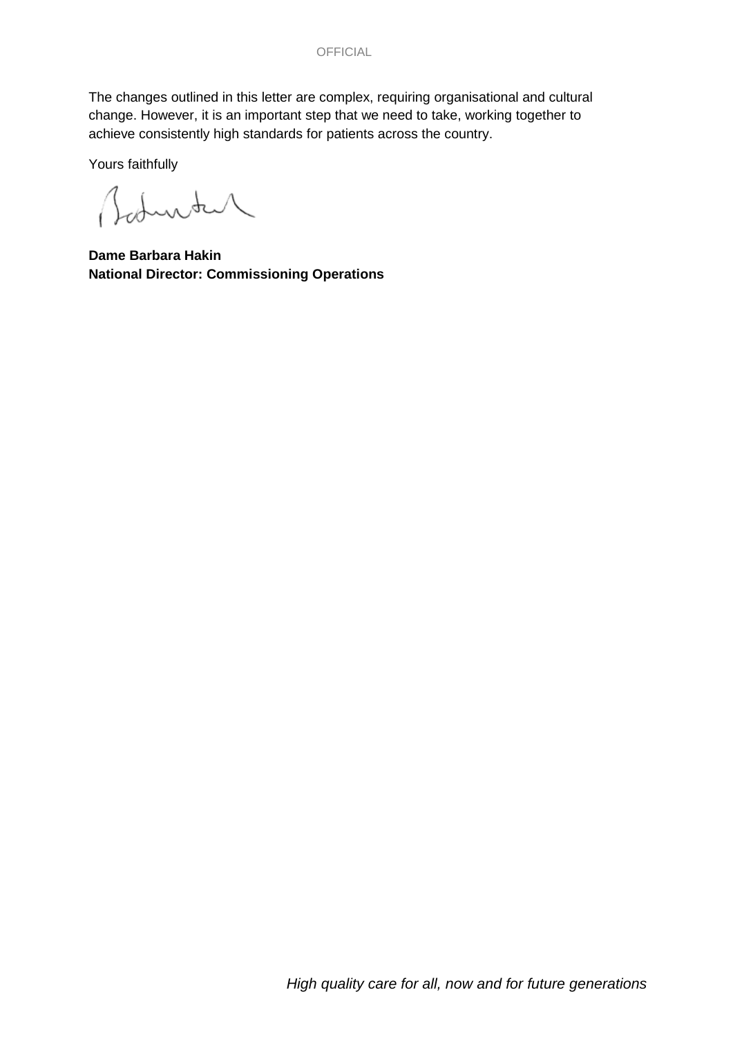The changes outlined in this letter are complex, requiring organisational and cultural change. However, it is an important step that we need to take, working together to achieve consistently high standards for patients across the country.

Yours faithfully

**Dame Barbara Hakin**
**National Director: Commissioning Operations**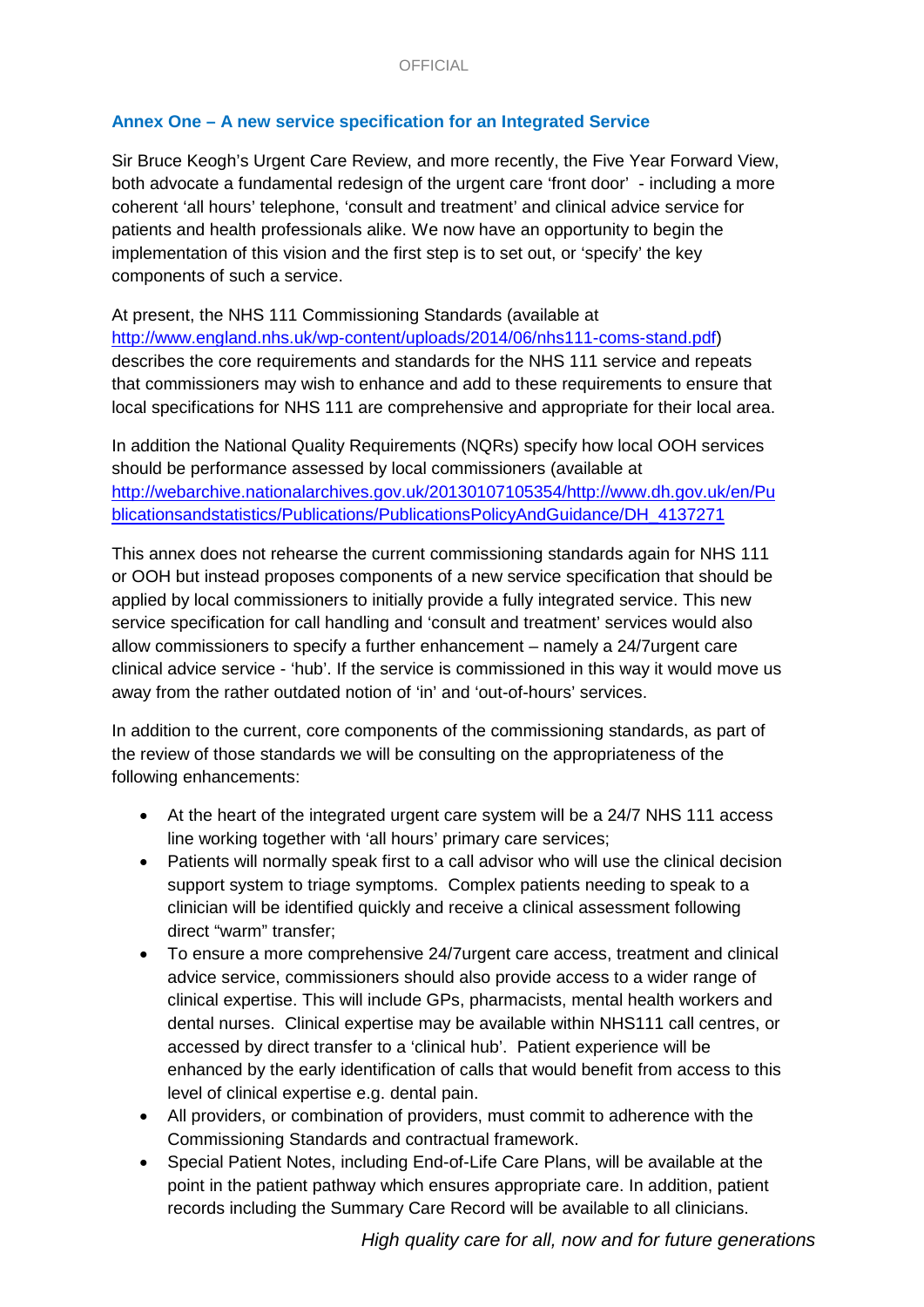## Annex One – A new service specification for an Integrated Service

Sir Bruce Keogh's Urgent Care Review, and more recently, the Five Year Forward View, both advocate a fundamental redesign of the urgent care 'front door' - including a more coherent 'all hours' telephone, 'consult and treatment' and clinical advice service for patients and health professionals alike. We now have an opportunity to begin the implementation of this vision and the first step is to set out, or 'specify' the key components of such a service.

At present, the NHS 111 Commissioning Standards (available at http://www.england.nhs.uk/wp-content/uploads/2014/06/nhs111-coms-stand.pdf) describes the core requirements and standards for the NHS 111 service and repeats that commissioners may wish to enhance and add to these requirements to ensure that local specifications for NHS 111 are comprehensive and appropriate for their local area.

In addition the National Quality Requirements (NQRs) specify how local OOH services should be performance assessed by local commissioners (available at http://webarchive.nationalarchives.gov.uk/20130107105354/http://www.dh.gov.uk/en/Publicationsandstatistics/Publications/PublicationsPolicyAndGuidance/DH_4137271

This annex does not rehearse the current commissioning standards again for NHS 111 or OOH but instead proposes components of a new service specification that should be applied by local commissioners to initially provide a fully integrated service. This new service specification for call handling and 'consult and treatment' services would also allow commissioners to specify a further enhancement – namely a 24/7urgent care clinical advice service - 'hub'. If the service is commissioned in this way it would move us away from the rather outdated notion of 'in' and 'out-of-hours' services.

In addition to the current, core components of the commissioning standards, as part of the review of those standards we will be consulting on the appropriateness of the following enhancements:

- At the heart of the integrated urgent care system will be a 24/7 NHS 111 access line working together with 'all hours' primary care services;
- Patients will normally speak first to a call advisor who will use the clinical decision support system to triage symptoms. Complex patients needing to speak to a clinician will be identified quickly and receive a clinical assessment following direct "warm" transfer;
- To ensure a more comprehensive 24/7urgent care access, treatment and clinical advice service, commissioners should also provide access to a wider range of clinical expertise. This will include GPs, pharmacists, mental health workers and dental nurses. Clinical expertise may be available within NHS111 call centres, or accessed by direct transfer to a 'clinical hub'. Patient experience will be enhanced by the early identification of calls that would benefit from access to this level of clinical expertise e.g. dental pain.
- All providers, or combination of providers, must commit to adherence with the Commissioning Standards and contractual framework.
- Special Patient Notes, including End-of-Life Care Plans, will be available at the point in the patient pathway which ensures appropriate care. In addition, patient records including the Summary Care Record will be available to all clinicians.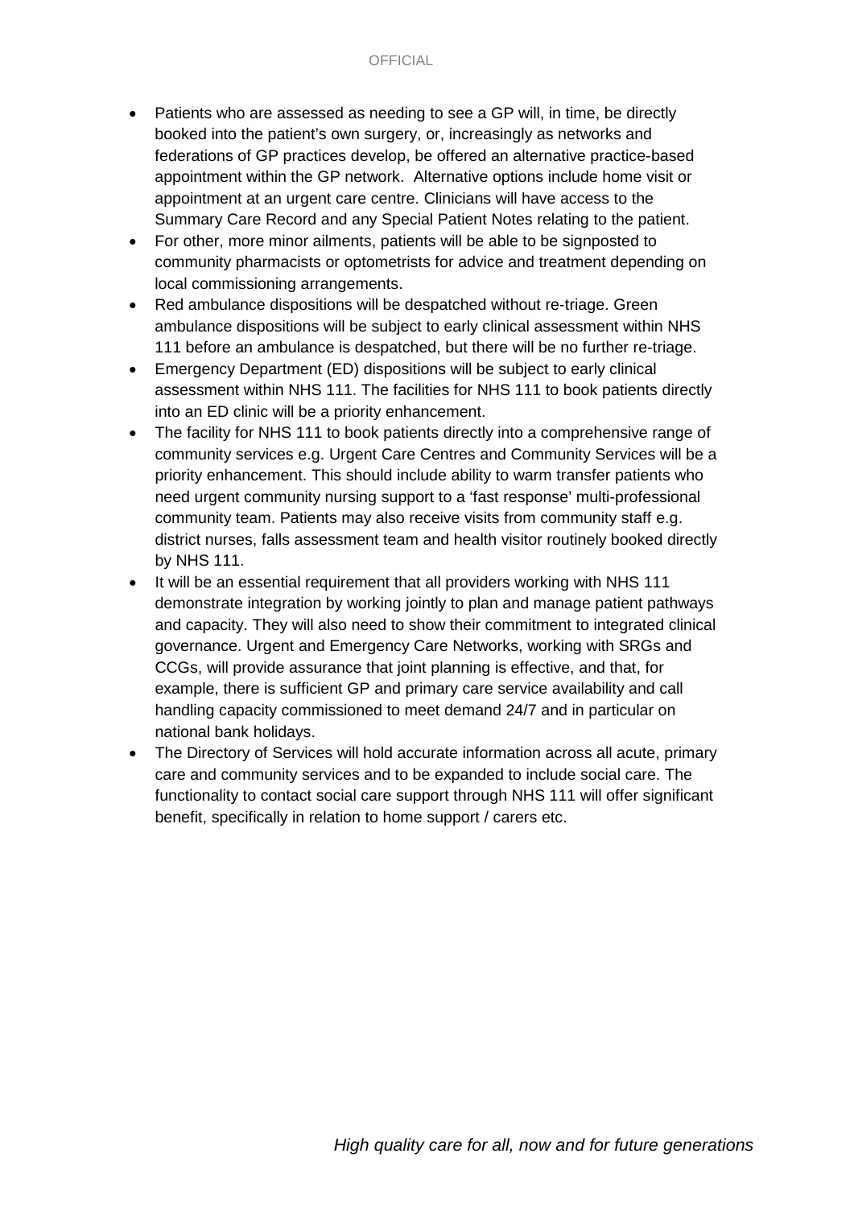- Patients who are assessed as needing to see a GP will, in time, be directly booked into the patient's own surgery, or, increasingly as networks and federations of GP practices develop, be offered an alternative practice-based appointment within the GP network. Alternative options include home visit or appointment at an urgent care centre. Clinicians will have access to the Summary Care Record and any Special Patient Notes relating to the patient.
- For other, more minor ailments, patients will be able to be signposted to community pharmacists or optometrists for advice and treatment depending on local commissioning arrangements.
- Red ambulance dispositions will be despatched without re-triage. Green ambulance dispositions will be subject to early clinical assessment within NHS 111 before an ambulance is despatched, but there will be no further re-triage.
- Emergency Department (ED) dispositions will be subject to early clinical assessment within NHS 111. The facilities for NHS 111 to book patients directly into an ED clinic will be a priority enhancement.
- The facility for NHS 111 to book patients directly into a comprehensive range of community services e.g. Urgent Care Centres and Community Services will be a priority enhancement. This should include ability to warm transfer patients who need urgent community nursing support to a 'fast response' multi-professional community team. Patients may also receive visits from community staff e.g. district nurses, falls assessment team and health visitor routinely booked directly by NHS 111.
- It will be an essential requirement that all providers working with NHS 111 demonstrate integration by working jointly to plan and manage patient pathways and capacity. They will also need to show their commitment to integrated clinical governance. Urgent and Emergency Care Networks, working with SRGs and CCGs, will provide assurance that joint planning is effective, and that, for example, there is sufficient GP and primary care service availability and call handling capacity commissioned to meet demand 24/7 and in particular on national bank holidays.
- The Directory of Services will hold accurate information across all acute, primary care and community services and to be expanded to include social care. The functionality to contact social care support through NHS 111 will offer significant benefit, specifically in relation to home support / carers etc.